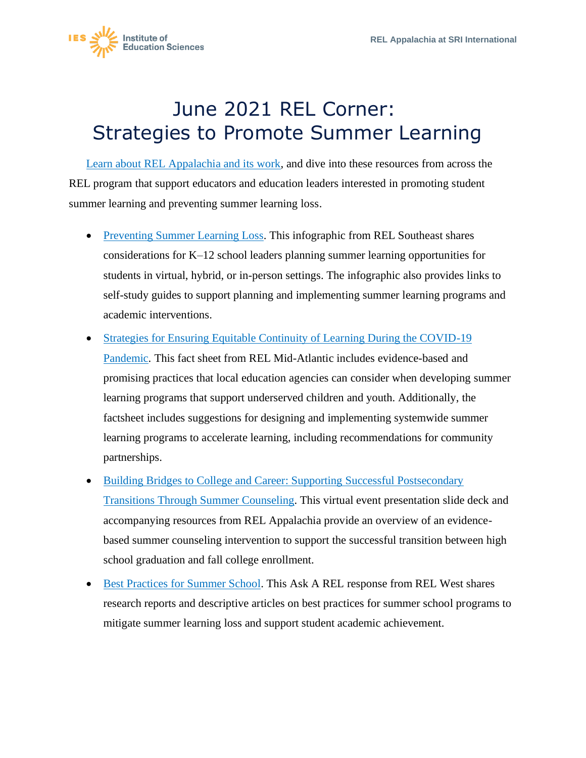# June 2021 REL Corner: Strategies to Promote Summer Learning

Learn about REL Appalachia and its work, and dive into these resources from across the REL program that support educators and education leaders interested in promoting student summer learning and preventing summer learning loss.

- Preventing Summer Learning Loss. This infographic from REL Southeast shares considerations for K–12 school leaders planning summer learning opportunities for students in virtual, hybrid, or in-person settings. The infographic also provides links to self-study guides to support planning and implementing summer learning programs and academic interventions.
- Strategies for Ensuring Equitable Continuity of Learning During the COVID-19 Pandemic. This fact sheet from REL Mid-Atlantic includes evidence-based and promising practices that local education agencies can consider when developing summer learning programs that support underserved children and youth. Additionally, the factsheet includes suggestions for designing and implementing systemwide summer learning programs to accelerate learning, including recommendations for community partnerships.
- Building Bridges to College and Career: Supporting Successful Postsecondary Transitions Through Summer Counseling. This virtual event presentation slide deck and accompanying resources from REL Appalachia provide an overview of an evidence-based summer counseling intervention to support the successful transition between high school graduation and fall college enrollment.
- Best Practices for Summer School. This Ask A REL response from REL West shares research reports and descriptive articles on best practices for summer school programs to mitigate summer learning loss and support student academic achievement.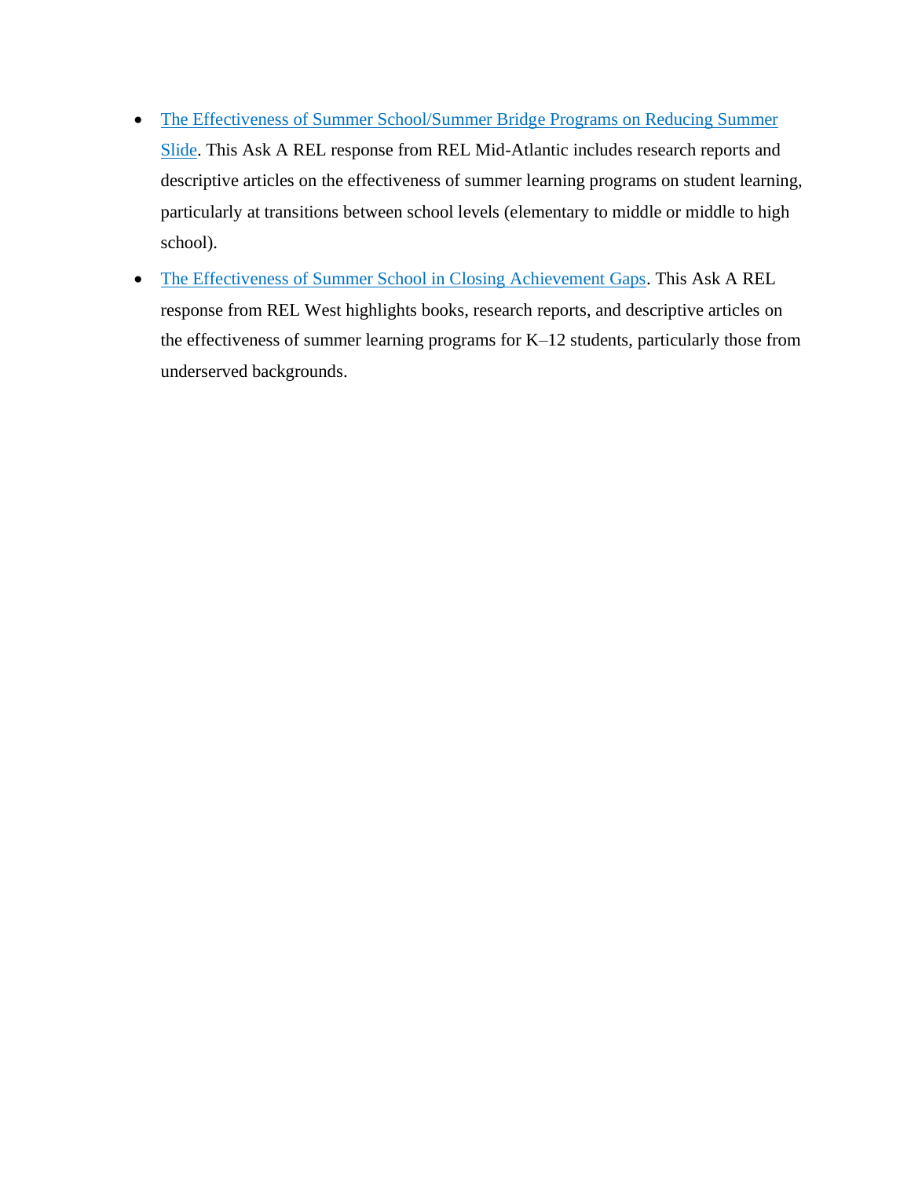- The Effectiveness of Summer School/Summer Bridge Programs on Reducing Summer Slide. This Ask A REL response from REL Mid-Atlantic includes research reports and descriptive articles on the effectiveness of summer learning programs on student learning, particularly at transitions between school levels (elementary to middle or middle to high school).
- The Effectiveness of Summer School in Closing Achievement Gaps. This Ask A REL response from REL West highlights books, research reports, and descriptive articles on the effectiveness of summer learning programs for K–12 students, particularly those from underserved backgrounds.